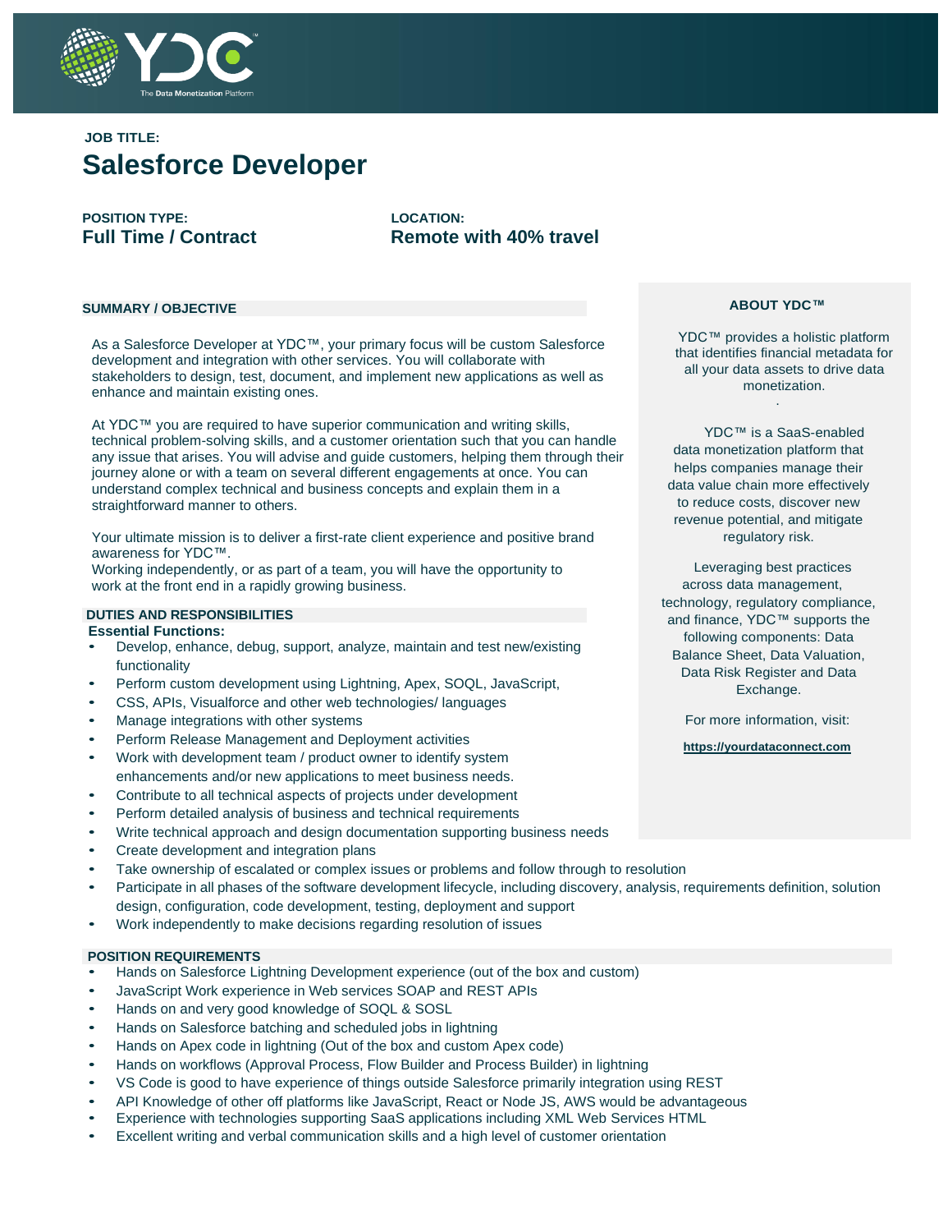YDC™ The Data Monetization Platform

**JOB TITLE:**

# Salesforce Developer

**POSITION TYPE:**
**Full Time / Contract**

**LOCATION:**
**Remote with 40% travel**

## SUMMARY / OBJECTIVE

As a Salesforce Developer at YDC™, your primary focus will be custom Salesforce development and integration with other services. You will collaborate with stakeholders to design, test, document, and implement new applications as well as enhance and maintain existing ones.

At YDC™ you are required to have superior communication and writing skills, technical problem-solving skills, and a customer orientation such that you can handle any issue that arises. You will advise and guide customers, helping them through their journey alone or with a team on several different engagements at once. You can understand complex technical and business concepts and explain them in a straightforward manner to others.

Your ultimate mission is to deliver a first-rate client experience and positive brand awareness for YDC™.
Working independently, or as part of a team, you will have the opportunity to work at the front end in a rapidly growing business.

## DUTIES AND RESPONSIBILITIES

**Essential Functions:**

- Develop, enhance, debug, support, analyze, maintain and test new/existing functionality
- Perform custom development using Lightning, Apex, SOQL, JavaScript,
- CSS, APIs, Visualforce and other web technologies/ languages
- Manage integrations with other systems
- Perform Release Management and Deployment activities
- Work with development team / product owner to identify system enhancements and/or new applications to meet business needs.
- Contribute to all technical aspects of projects under development
- Perform detailed analysis of business and technical requirements
- Write technical approach and design documentation supporting business needs
- Create development and integration plans
- Take ownership of escalated or complex issues or problems and follow through to resolution
- Participate in all phases of the software development lifecycle, including discovery, analysis, requirements definition, solution design, configuration, code development, testing, deployment and support
- Work independently to make decisions regarding resolution of issues

## POSITION REQUIREMENTS

- Hands on Salesforce Lightning Development experience (out of the box and custom)
- JavaScript Work experience in Web services SOAP and REST APIs
- Hands on and very good knowledge of SOQL & SOSL
- Hands on Salesforce batching and scheduled jobs in lightning
- Hands on Apex code in lightning (Out of the box and custom Apex code)
- Hands on workflows (Approval Process, Flow Builder and Process Builder) in lightning
- VS Code is good to have experience of things outside Salesforce primarily integration using REST
- API Knowledge of other off platforms like JavaScript, React or Node JS, AWS would be advantageous
- Experience with technologies supporting SaaS applications including XML Web Services HTML
- Excellent writing and verbal communication skills and a high level of customer orientation

## ABOUT YDC™

YDC™ provides a holistic platform that identifies financial metadata for all your data assets to drive data monetization.

YDC™ is a SaaS-enabled data monetization platform that helps companies manage their data value chain more effectively to reduce costs, discover new revenue potential, and mitigate regulatory risk.

Leveraging best practices across data management, technology, regulatory compliance, and finance, YDC™ supports the following components: Data Balance Sheet, Data Valuation, Data Risk Register and Data Exchange.

For more information, visit:

**https://yourdataconnect.com**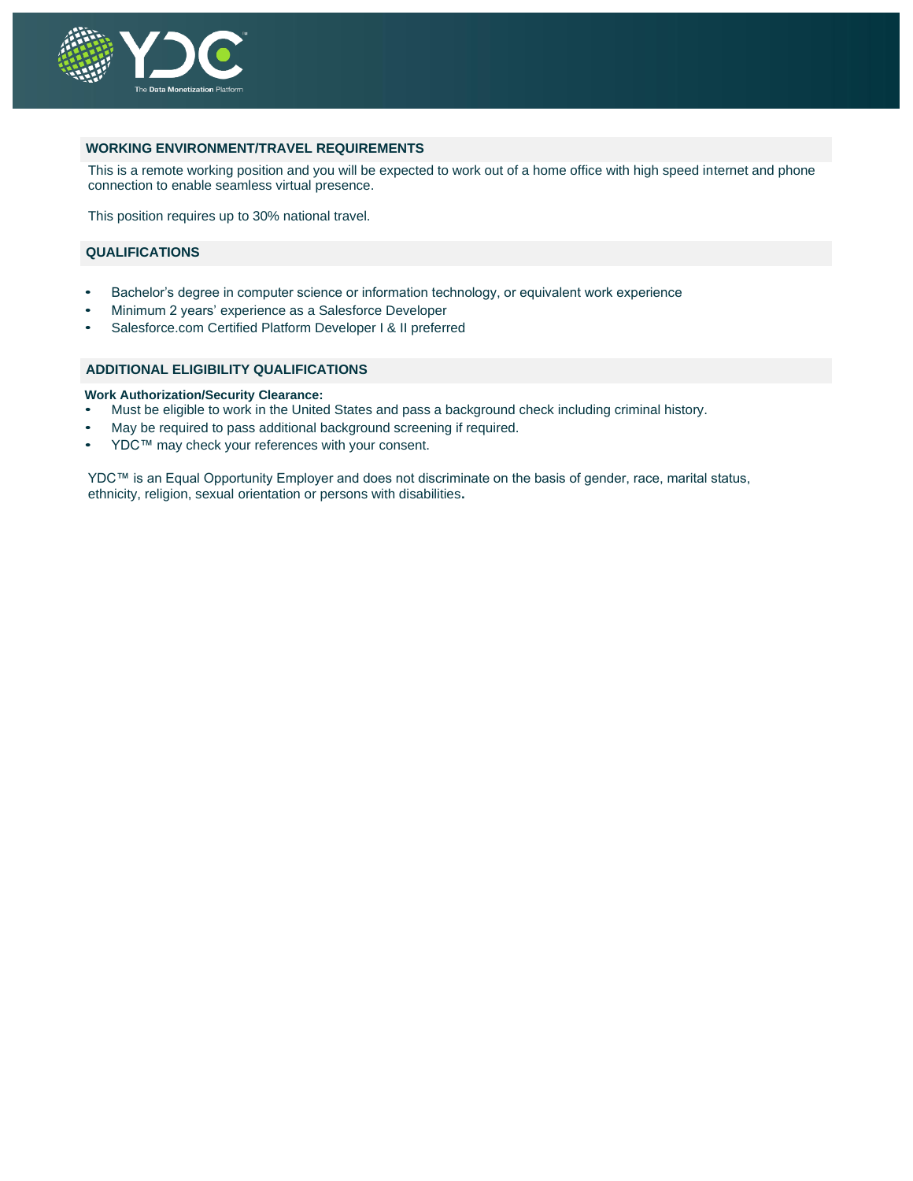## WORKING ENVIRONMENT/TRAVEL REQUIREMENTS

This is a remote working position and you will be expected to work out of a home office with high speed internet and phone connection to enable seamless virtual presence.

This position requires up to 30% national travel.

## QUALIFICATIONS

- Bachelor's degree in computer science or information technology, or equivalent work experience
- Minimum 2 years' experience as a Salesforce Developer
- Salesforce.com Certified Platform Developer I & II preferred

## ADDITIONAL ELIGIBILITY QUALIFICATIONS

**Work Authorization/Security Clearance:**

- Must be eligible to work in the United States and pass a background check including criminal history.
- May be required to pass additional background screening if required.
- YDC™ may check your references with your consent.

YDC™ is an Equal Opportunity Employer and does not discriminate on the basis of gender, race, marital status, ethnicity, religion, sexual orientation or persons with disabilities**.**